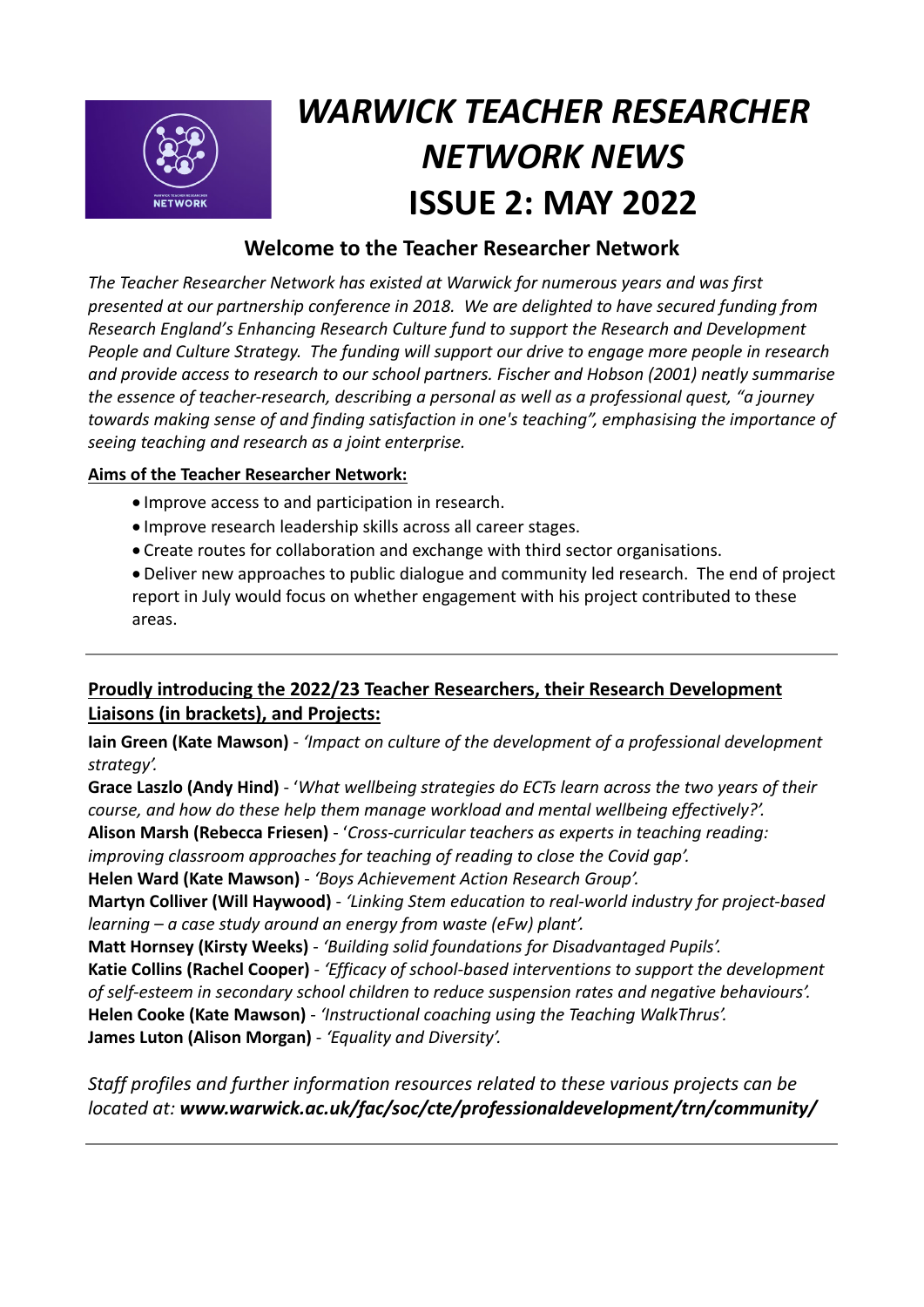# *WARWICK TEACHER RESEARCHER NETWORK NEWS*
# ISSUE 2: MAY 2022

## Welcome to the Teacher Researcher Network

*The Teacher Researcher Network has existed at Warwick for numerous years and was first presented at our partnership conference in 2018. We are delighted to have secured funding from Research England's Enhancing Research Culture fund to support the Research and Development People and Culture Strategy. The funding will support our drive to engage more people in research and provide access to research to our school partners. Fischer and Hobson (2001) neatly summarise the essence of teacher-research, describing a personal as well as a professional quest, "a journey towards making sense of and finding satisfaction in one's teaching", emphasising the importance of seeing teaching and research as a joint enterprise.*

**Aims of the Teacher Researcher Network:**

- Improve access to and participation in research.
- Improve research leadership skills across all career stages.
- Create routes for collaboration and exchange with third sector organisations.
- Deliver new approaches to public dialogue and community led research. The end of project report in July would focus on whether engagement with his project contributed to these areas.

---

**Proudly introducing the 2022/23 Teacher Researchers, their Research Development Liaisons (in brackets), and Projects:**

**Iain Green (Kate Mawson)** - *'Impact on culture of the development of a professional development strategy'.*
**Grace Laszlo (Andy Hind)** - '*What wellbeing strategies do ECTs learn across the two years of their course, and how do these help them manage workload and mental wellbeing effectively?'.*
**Alison Marsh (Rebecca Friesen)** - '*Cross-curricular teachers as experts in teaching reading: improving classroom approaches for teaching of reading to close the Covid gap'.*
**Helen Ward (Kate Mawson)** - *'Boys Achievement Action Research Group'.*
**Martyn Colliver (Will Haywood)** - *'Linking Stem education to real-world industry for project-based learning – a case study around an energy from waste (eFw) plant'.*
**Matt Hornsey (Kirsty Weeks)** - *'Building solid foundations for Disadvantaged Pupils'.*
**Katie Collins (Rachel Cooper)** - *'Efficacy of school-based interventions to support the development of self-esteem in secondary school children to reduce suspension rates and negative behaviours'.*
**Helen Cooke (Kate Mawson)** - *'Instructional coaching using the Teaching WalkThrus'.*
**James Luton (Alison Morgan)** - *'Equality and Diversity'.*

*Staff profiles and further information resources related to these various projects can be located at:* ***www.warwick.ac.uk/fac/soc/cte/professionaldevelopment/trn/community/***

---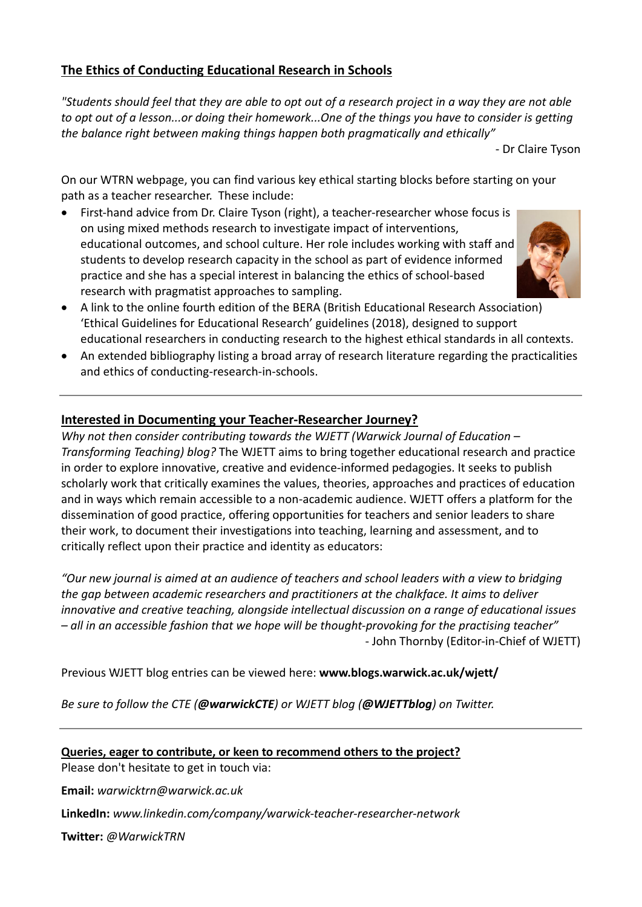## The Ethics of Conducting Educational Research in Schools

*"Students should feel that they are able to opt out of a research project in a way they are not able to opt out of a lesson...or doing their homework...One of the things you have to consider is getting the balance right between making things happen both pragmatically and ethically"*

- Dr Claire Tyson

On our WTRN webpage, you can find various key ethical starting blocks before starting on your path as a teacher researcher. These include:

- First-hand advice from Dr. Claire Tyson (right), a teacher-researcher whose focus is on using mixed methods research to investigate impact of interventions, educational outcomes, and school culture. Her role includes working with staff and students to develop research capacity in the school as part of evidence informed practice and she has a special interest in balancing the ethics of school-based research with pragmatist approaches to sampling.
- A link to the online fourth edition of the BERA (British Educational Research Association) 'Ethical Guidelines for Educational Research' guidelines (2018), designed to support educational researchers in conducting research to the highest ethical standards in all contexts.
- An extended bibliography listing a broad array of research literature regarding the practicalities and ethics of conducting-research-in-schools.

---

## Interested in Documenting your Teacher-Researcher Journey?

*Why not then consider contributing towards the WJETT (Warwick Journal of Education – Transforming Teaching) blog?* The WJETT aims to bring together educational research and practice in order to explore innovative, creative and evidence-informed pedagogies. It seeks to publish scholarly work that critically examines the values, theories, approaches and practices of education and in ways which remain accessible to a non-academic audience. WJETT offers a platform for the dissemination of good practice, offering opportunities for teachers and senior leaders to share their work, to document their investigations into teaching, learning and assessment, and to critically reflect upon their practice and identity as educators:

*"Our new journal is aimed at an audience of teachers and school leaders with a view to bridging the gap between academic researchers and practitioners at the chalkface. It aims to deliver innovative and creative teaching, alongside intellectual discussion on a range of educational issues – all in an accessible fashion that we hope will be thought-provoking for the practising teacher"*

- John Thornby (Editor-in-Chief of WJETT)

Previous WJETT blog entries can be viewed here: **www.blogs.warwick.ac.uk/wjett/**

*Be sure to follow the CTE (**@warwickCTE**) or WJETT blog (**@WJETTblog**) on Twitter.*

---

## Queries, eager to contribute, or keen to recommend others to the project?

Please don't hesitate to get in touch via:

**Email:** *warwicktrn@warwick.ac.uk*

**LinkedIn:** *www.linkedin.com/company/warwick-teacher-researcher-network*

**Twitter:** *@WarwickTRN*